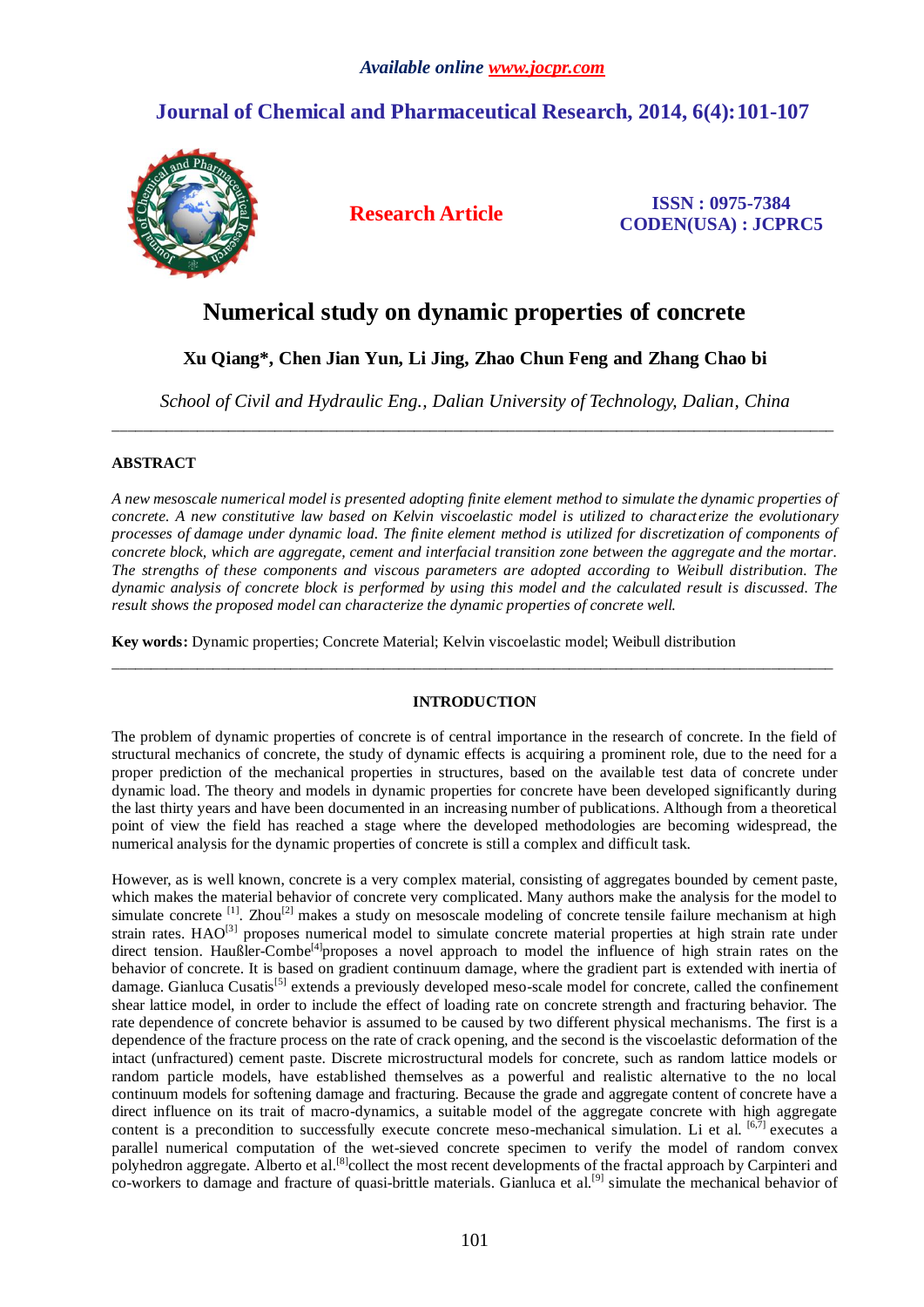Available online www.jocpr.com

# Journal of Chemical and Pharmaceutical Research, 2014, 6(4):101-107

**Research Article**

**ISSN : 0975-7384**
**CODEN(USA) : JCPRC5**

# Numerical study on dynamic properties of concrete

**Xu Qiang\*, Chen Jian Yun, Li Jing, Zhao Chun Feng and Zhang Chao bi**

*School of Civil and Hydraulic Eng., Dalian University of Technology, Dalian, China*

---

## ABSTRACT

*A new mesoscale numerical model is presented adopting finite element method to simulate the dynamic properties of concrete. A new constitutive law based on Kelvin viscoelastic model is utilized to characterize the evolutionary processes of damage under dynamic load. The finite element method is utilized for discretization of components of concrete block, which are aggregate, cement and interfacial transition zone between the aggregate and the mortar. The strengths of these components and viscous parameters are adopted according to Weibull distribution. The dynamic analysis of concrete block is performed by using this model and the calculated result is discussed. The result shows the proposed model can characterize the dynamic properties of concrete well.*

**Key words:** Dynamic properties; Concrete Material; Kelvin viscoelastic model; Weibull distribution

---

## INTRODUCTION

The problem of dynamic properties of concrete is of central importance in the research of concrete. In the field of structural mechanics of concrete, the study of dynamic effects is acquiring a prominent role, due to the need for a proper prediction of the mechanical properties in structures, based on the available test data of concrete under dynamic load. The theory and models in dynamic properties for concrete have been developed significantly during the last thirty years and have been documented in an increasing number of publications. Although from a theoretical point of view the field has reached a stage where the developed methodologies are becoming widespread, the numerical analysis for the dynamic properties of concrete is still a complex and difficult task.

However, as is well known, concrete is a very complex material, consisting of aggregates bounded by cement paste, which makes the material behavior of concrete very complicated. Many authors make the analysis for the model to simulate concrete [1]. Zhou[2] makes a study on mesoscale modeling of concrete tensile failure mechanism at high strain rates. HAO[3] proposes numerical model to simulate concrete material properties at high strain rate under direct tension. Haußler-Combe[4]proposes a novel approach to model the influence of high strain rates on the behavior of concrete. It is based on gradient continuum damage, where the gradient part is extended with inertia of damage. Gianluca Cusatis[5] extends a previously developed meso-scale model for concrete, called the confinement shear lattice model, in order to include the effect of loading rate on concrete strength and fracturing behavior. The rate dependence of concrete behavior is assumed to be caused by two different physical mechanisms. The first is a dependence of the fracture process on the rate of crack opening, and the second is the viscoelastic deformation of the intact (unfractured) cement paste. Discrete microstructural models for concrete, such as random lattice models or random particle models, have established themselves as a powerful and realistic alternative to the no local continuum models for softening damage and fracturing. Because the grade and aggregate content of concrete have a direct influence on its trait of macro-dynamics, a suitable model of the aggregate concrete with high aggregate content is a precondition to successfully execute concrete meso-mechanical simulation. Li et al. [6,7] executes a parallel numerical computation of the wet-sieved concrete specimen to verify the model of random convex polyhedron aggregate. Alberto et al.[8]collect the most recent developments of the fractal approach by Carpinteri and co-workers to damage and fracture of quasi-brittle materials. Gianluca et al.[9] simulate the mechanical behavior of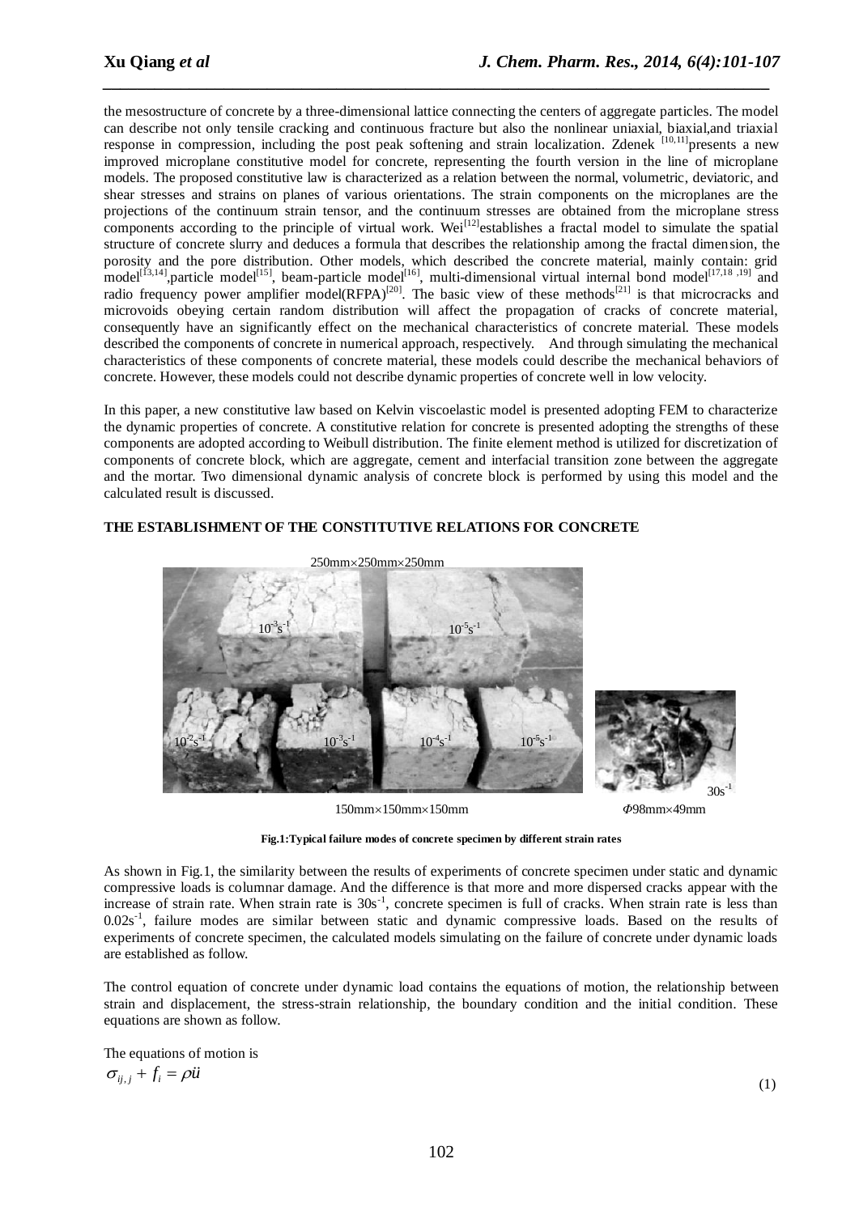the mesostructure of concrete by a three-dimensional lattice connecting the centers of aggregate particles. The model can describe not only tensile cracking and continuous fracture but also the nonlinear uniaxial, biaxial,and triaxial response in compression, including the post peak softening and strain localization. Zdenek [10,11]presents a new improved microplane constitutive model for concrete, representing the fourth version in the line of microplane models. The proposed constitutive law is characterized as a relation between the normal, volumetric, deviatoric, and shear stresses and strains on planes of various orientations. The strain components on the microplanes are the projections of the continuum strain tensor, and the continuum stresses are obtained from the microplane stress components according to the principle of virtual work. Wei[12]establishes a fractal model to simulate the spatial structure of concrete slurry and deduces a formula that describes the relationship among the fractal dimension, the porosity and the pore distribution. Other models, which described the concrete material, mainly contain: grid model[13,14],particle model[15], beam-particle model[16], multi-dimensional virtual internal bond model[17,18,19] and radio frequency power amplifier model(RFPA)[20]. The basic view of these methods[21] is that microcracks and microvoids obeying certain random distribution will affect the propagation of cracks of concrete material, consequently have an significantly effect on the mechanical characteristics of concrete material. These models described the components of concrete in numerical approach, respectively. And through simulating the mechanical characteristics of these components of concrete material, these models could describe the mechanical behaviors of concrete. However, these models could not describe dynamic properties of concrete well in low velocity.

In this paper, a new constitutive law based on Kelvin viscoelastic model is presented adopting FEM to characterize the dynamic properties of concrete. A constitutive relation for concrete is presented adopting the strengths of these components are adopted according to Weibull distribution. The finite element method is utilized for discretization of components of concrete block, which are aggregate, cement and interfacial transition zone between the aggregate and the mortar. Two dimensional dynamic analysis of concrete block is performed by using this model and the calculated result is discussed.

**THE ESTABLISHMENT OF THE CONSTITUTIVE RELATIONS FOR CONCRETE**

250mm×250mm×250mm

$10^{-3}s^{-1}$ $10^{-5}s^{-1}$

$10^{-2}s^{-1}$ $10^{-3}s^{-1}$ $10^{-4}s^{-1}$ $10^{-5}s^{-1}$ $30s^{-1}$

150mm×150mm×150mm $\Phi$98mm×49mm

**Fig.1:Typical failure modes of concrete specimen by different strain rates**

As shown in Fig.1, the similarity between the results of experiments of concrete specimen under static and dynamic compressive loads is columnar damage. And the difference is that more and more dispersed cracks appear with the increase of strain rate. When strain rate is $30s^{-1}$, concrete specimen is full of cracks. When strain rate is less than $0.02s^{-1}$, failure modes are similar between static and dynamic compressive loads. Based on the results of experiments of concrete specimen, the calculated models simulating on the failure of concrete under dynamic loads are established as follow.

The control equation of concrete under dynamic load contains the equations of motion, the relationship between strain and displacement, the stress-strain relationship, the boundary condition and the initial condition. These equations are shown as follow.

The equations of motion is

$$\sigma_{ij,j} + f_i = \rho \ddot{u} \tag{1}$$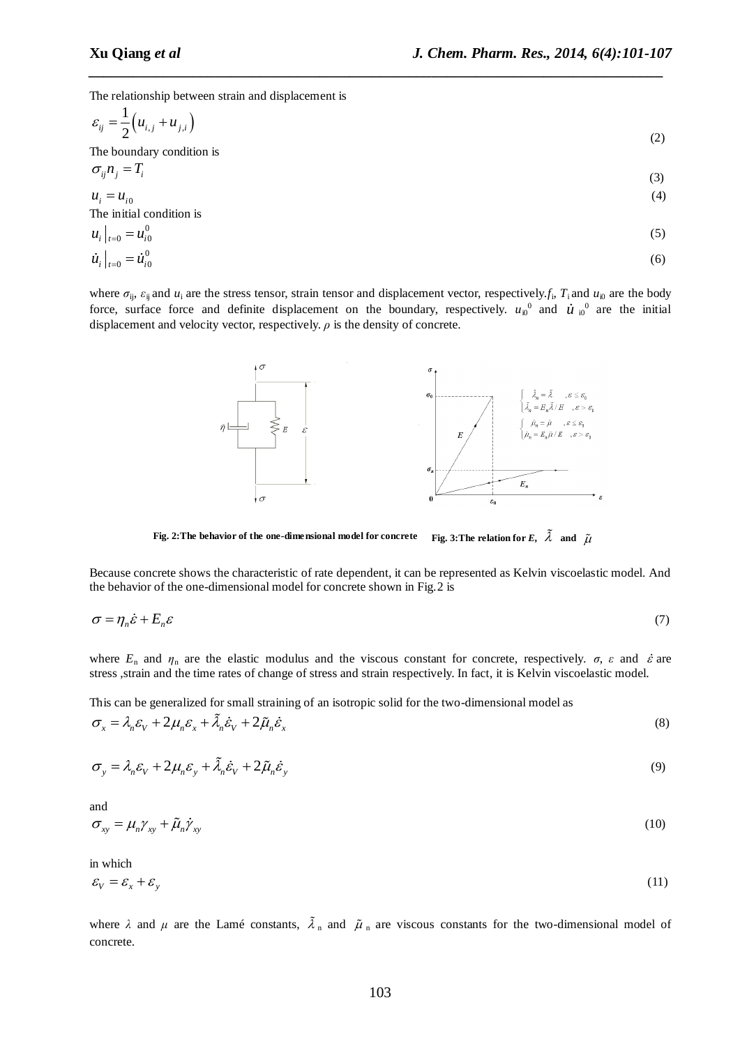The relationship between strain and displacement is

$$\varepsilon_{ij} = \frac{1}{2}\left(u_{i,j} + u_{j,i}\right) \tag{2}$$

The boundary condition is

$$\sigma_{ij} n_j = T_i \tag{3}$$

$$u_i = u_{i0} \tag{4}$$

The initial condition is

$$u_i \big|_{t=0} = u_{i0}^0 \tag{5}$$

$$\dot{u}_i \big|_{t=0} = \dot{u}_{i0}^0 \tag{6}$$

where $\sigma_{ij}$, $\varepsilon_{ij}$ and $u_i$ are the stress tensor, strain tensor and displacement vector, respectively. $f_i$, $T_i$ and $u_{i0}$ are the body force, surface force and definite displacement on the boundary, respectively. $u_{i0}^0$ and $\dot{u}_{i0}^0$ are the initial displacement and velocity vector, respectively. $\rho$ is the density of concrete.

**Fig. 2: The behavior of the one-dimensional model for concrete**

**Fig. 3: The relation for $E$, $\tilde{\lambda}$ and $\tilde{\mu}$**

Because concrete shows the characteristic of rate dependent, it can be represented as Kelvin viscoelastic model. And the behavior of the one-dimensional model for concrete shown in Fig.2 is

$$\sigma = \eta_n \dot{\varepsilon} + E_n \varepsilon \tag{7}$$

where $E_n$ and $\eta_n$ are the elastic modulus and the viscous constant for concrete, respectively. $\sigma$, $\varepsilon$ and $\dot{\varepsilon}$ are stress ,strain and the time rates of change of stress and strain respectively. In fact, it is Kelvin viscoelastic model.

This can be generalized for small straining of an isotropic solid for the two-dimensional model as

$$\sigma_x = \lambda_n \varepsilon_V + 2\mu_n \varepsilon_x + \tilde{\lambda}_n \dot{\varepsilon}_V + 2\tilde{\mu}_n \dot{\varepsilon}_x \tag{8}$$

$$\sigma_y = \lambda_n \varepsilon_V + 2\mu_n \varepsilon_y + \tilde{\lambda}_n \dot{\varepsilon}_V + 2\tilde{\mu}_n \dot{\varepsilon}_y \tag{9}$$

and

$$\sigma_{xy} = \mu_n \gamma_{xy} + \tilde{\mu}_n \dot{\gamma}_{xy} \tag{10}$$

in which

$$\varepsilon_V = \varepsilon_x + \varepsilon_y \tag{11}$$

where $\lambda$ and $\mu$ are the Lamé constants, $\tilde{\lambda}_n$ and $\tilde{\mu}_n$ are viscous constants for the two-dimensional model of concrete.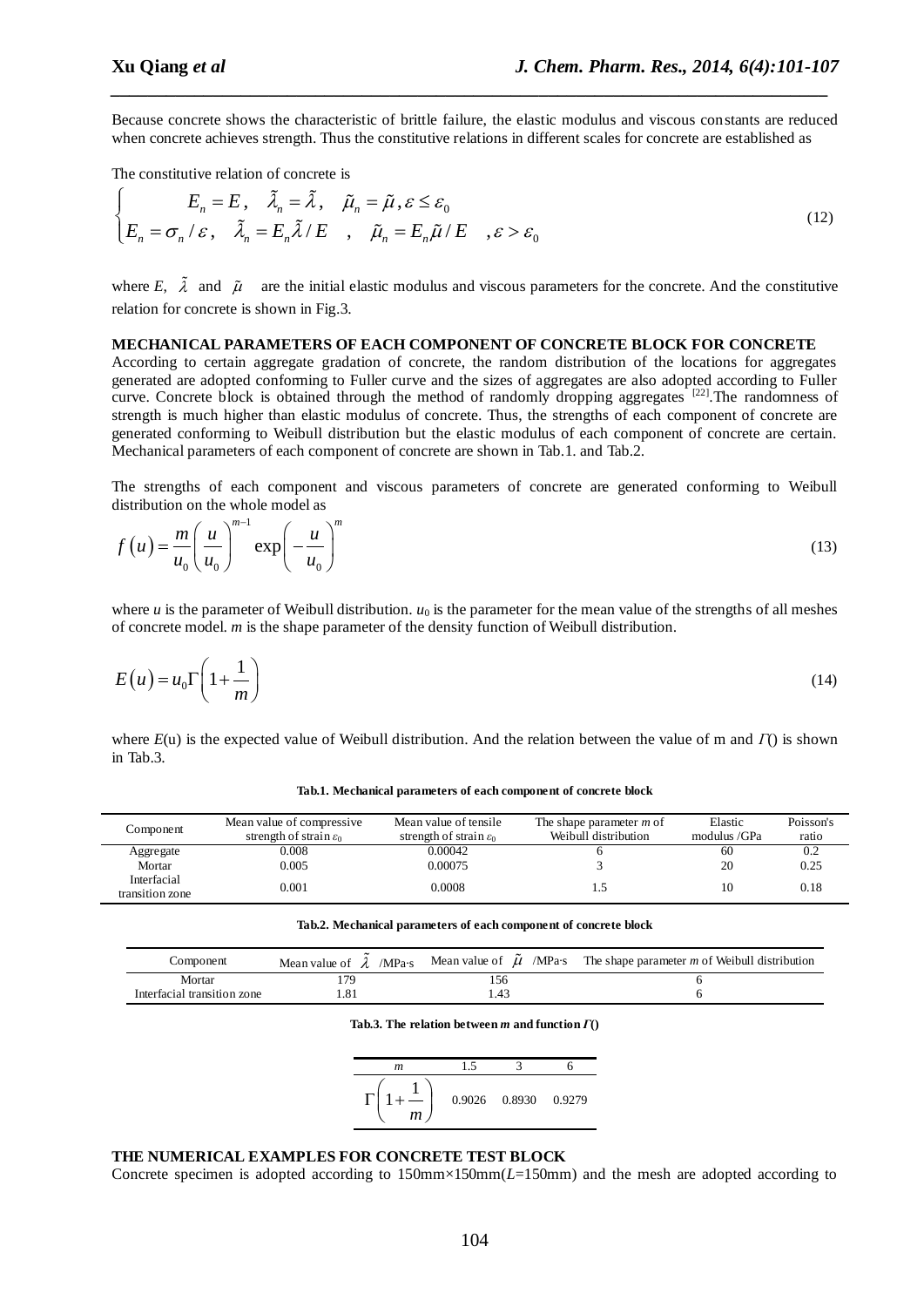Because concrete shows the characteristic of brittle failure, the elastic modulus and viscous constants are reduced when concrete achieves strength. Thus the constitutive relations in different scales for concrete are established as

The constitutive relation of concrete is

$$\begin{cases} E_n = E, \quad \tilde{\lambda}_n = \tilde{\lambda}, \quad \tilde{\mu}_n = \tilde{\mu}, \varepsilon \le \varepsilon_0 \\ E_n = \sigma_n / \varepsilon, \quad \tilde{\lambda}_n = E_n \tilde{\lambda} / E \quad , \quad \tilde{\mu}_n = E_n \tilde{\mu} / E \quad , \varepsilon > \varepsilon_0 \end{cases} \tag{12}$$

where $E$, $\tilde{\lambda}$ and $\tilde{\mu}$ are the initial elastic modulus and viscous parameters for the concrete. And the constitutive relation for concrete is shown in Fig.3.

**MECHANICAL PARAMETERS OF EACH COMPONENT OF CONCRETE BLOCK FOR CONCRETE**

According to certain aggregate gradation of concrete, the random distribution of the locations for aggregates generated are adopted conforming to Fuller curve and the sizes of aggregates are also adopted according to Fuller curve. Concrete block is obtained through the method of randomly dropping aggregates [22].The randomness of strength is much higher than elastic modulus of concrete. Thus, the strengths of each component of concrete are generated conforming to Weibull distribution but the elastic modulus of each component of concrete are certain. Mechanical parameters of each component of concrete are shown in Tab.1. and Tab.2.

The strengths of each component and viscous parameters of concrete are generated conforming to Weibull distribution on the whole model as

$$f(u) = \frac{m}{u_0} \left( \frac{u}{u_0} \right)^{m-1} \exp\left( -\frac{u}{u_0} \right)^m \tag{13}$$

where $u$ is the parameter of Weibull distribution. $u_0$ is the parameter for the mean value of the strengths of all meshes of concrete model. $m$ is the shape parameter of the density function of Weibull distribution.

$$E(u) = u_0 \Gamma\left(1 + \frac{1}{m}\right) \tag{14}$$

where $E$(u) is the expected value of Weibull distribution. And the relation between the value of m and $\Gamma()$ is shown in Tab.3.

**Tab.1. Mechanical parameters of each component of concrete block**

| Component | Mean value of compressive strength of strain $\varepsilon_0$ | Mean value of tensile strength of strain $\varepsilon_0$ | The shape parameter $m$ of Weibull distribution | Elastic modulus /GPa | Poisson's ratio |
|---|---|---|---|---|---|
| Aggregate | 0.008 | 0.00042 | 6 | 60 | 0.2 |
| Mortar | 0.005 | 0.00075 | 3 | 20 | 0.25 |
| Interfacial transition zone | 0.001 | 0.0008 | 1.5 | 10 | 0.18 |

**Tab.2. Mechanical parameters of each component of concrete block**

| Component | Mean value of $\tilde{\lambda}$ /MPa·s | Mean value of $\tilde{\mu}$ /MPa·s | The shape parameter $m$ of Weibull distribution |
|---|---|---|---|
| Mortar | 179 | 156 | 6 |
| Interfacial transition zone | 1.81 | 1.43 | 6 |

**Tab.3. The relation between $m$ and function $\Gamma()$**

| $m$ | 1.5 | 3 | 6 |
|---|---|---|---|
| $\Gamma\left(1+\frac{1}{m}\right)$ | 0.9026 | 0.8930 | 0.9279 |

**THE NUMERICAL EXAMPLES FOR CONCRETE TEST BLOCK**

Concrete specimen is adopted according to 150mm×150mm($L$=150mm) and the mesh are adopted according to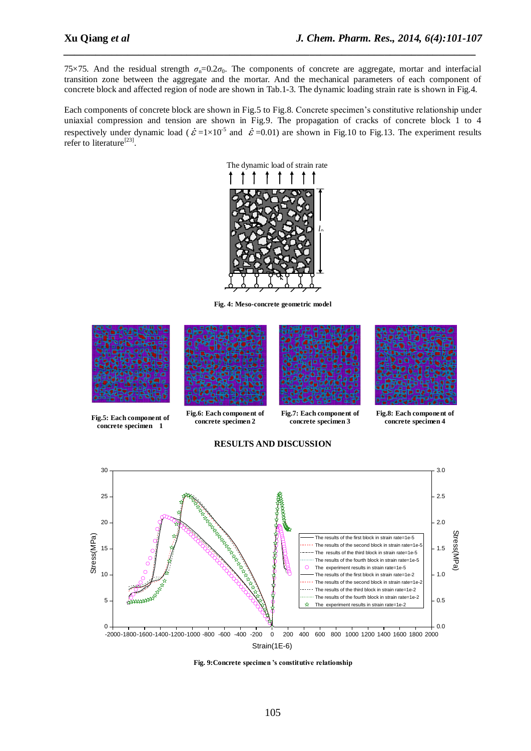75×75. And the residual strength $\sigma_n$=0.2$\sigma_0$. The components of concrete are aggregate, mortar and interfacial transition zone between the aggregate and the mortar. And the mechanical parameters of each component of concrete block and affected region of node are shown in Tab.1-3. The dynamic loading strain rate is shown in Fig.4.

Each components of concrete block are shown in Fig.5 to Fig.8. Concrete specimen's constitutive relationship under uniaxial compression and tension are shown in Fig.9. The propagation of cracks of concrete block 1 to 4 respectively under dynamic load ($\dot{\varepsilon}$=1×10$^{-5}$ and $\dot{\varepsilon}$=0.01) are shown in Fig.10 to Fig.13. The experiment results refer to literature[23].

**Fig. 4: Meso-concrete geometric model**

**Fig.5: Each component of concrete specimen 1**

**Fig.6: Each component of concrete specimen 2**

**Fig.7: Each component of concrete specimen 3**

**Fig.8: Each component of concrete specimen 4**

## RESULTS AND DISCUSSION

**Fig. 9: Concrete specimen 's constitutive relationship**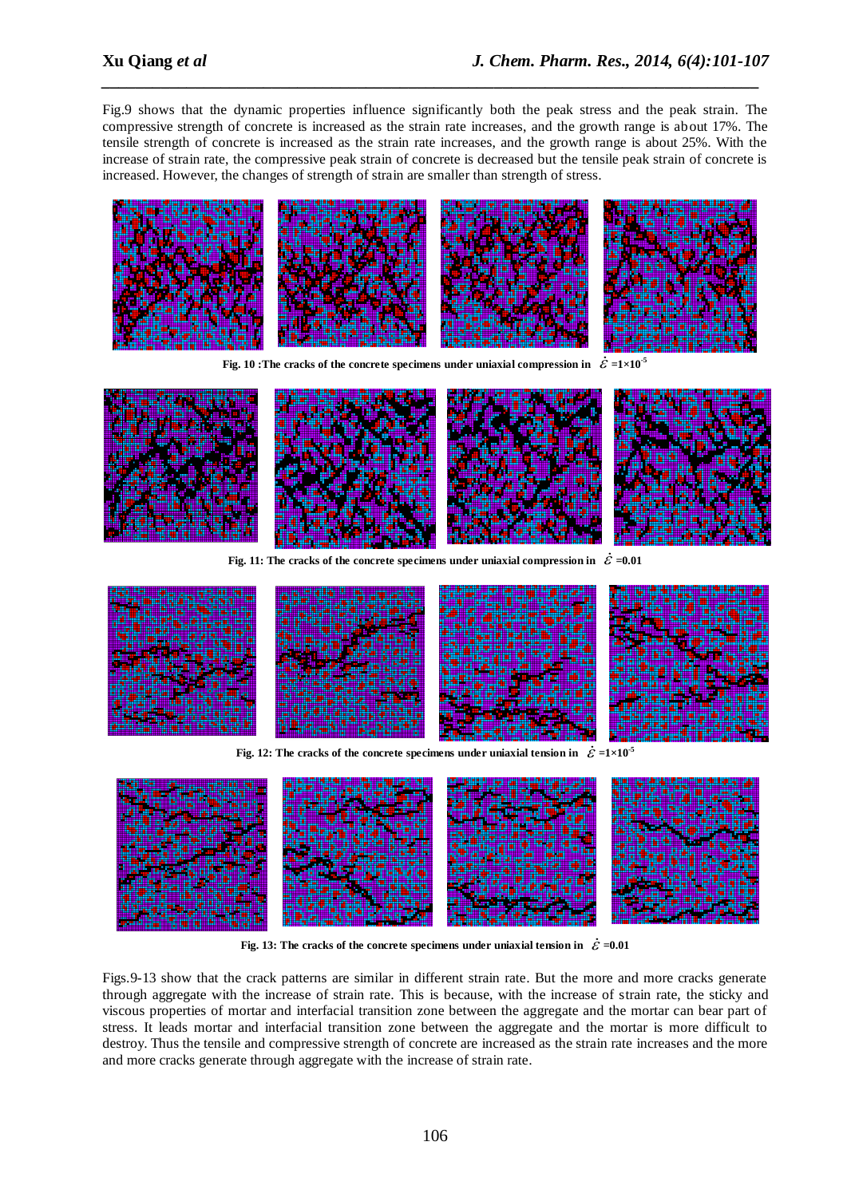Fig.9 shows that the dynamic properties influence significantly both the peak stress and the peak strain. The compressive strength of concrete is increased as the strain rate increases, and the growth range is about 17%. The tensile strength of concrete is increased as the strain rate increases, and the growth range is about 25%. With the increase of strain rate, the compressive peak strain of concrete is decreased but the tensile peak strain of concrete is increased. However, the changes of strength of strain are smaller than strength of stress.

**Fig. 10 :The cracks of the concrete specimens under uniaxial compression in $\dot{\varepsilon}=1\times10^{-5}$**

**Fig. 11: The cracks of the concrete specimens under uniaxial compression in $\dot{\varepsilon}=0.01$**

**Fig. 12: The cracks of the concrete specimens under uniaxial tension in $\dot{\varepsilon}=1\times10^{-5}$**

**Fig. 13: The cracks of the concrete specimens under uniaxial tension in $\dot{\varepsilon}=0.01$**

Figs.9-13 show that the crack patterns are similar in different strain rate. But the more and more cracks generate through aggregate with the increase of strain rate. This is because, with the increase of strain rate, the sticky and viscous properties of mortar and interfacial transition zone between the aggregate and the mortar can bear part of stress. It leads mortar and interfacial transition zone between the aggregate and the mortar is more difficult to destroy. Thus the tensile and compressive strength of concrete are increased as the strain rate increases and the more and more cracks generate through aggregate with the increase of strain rate.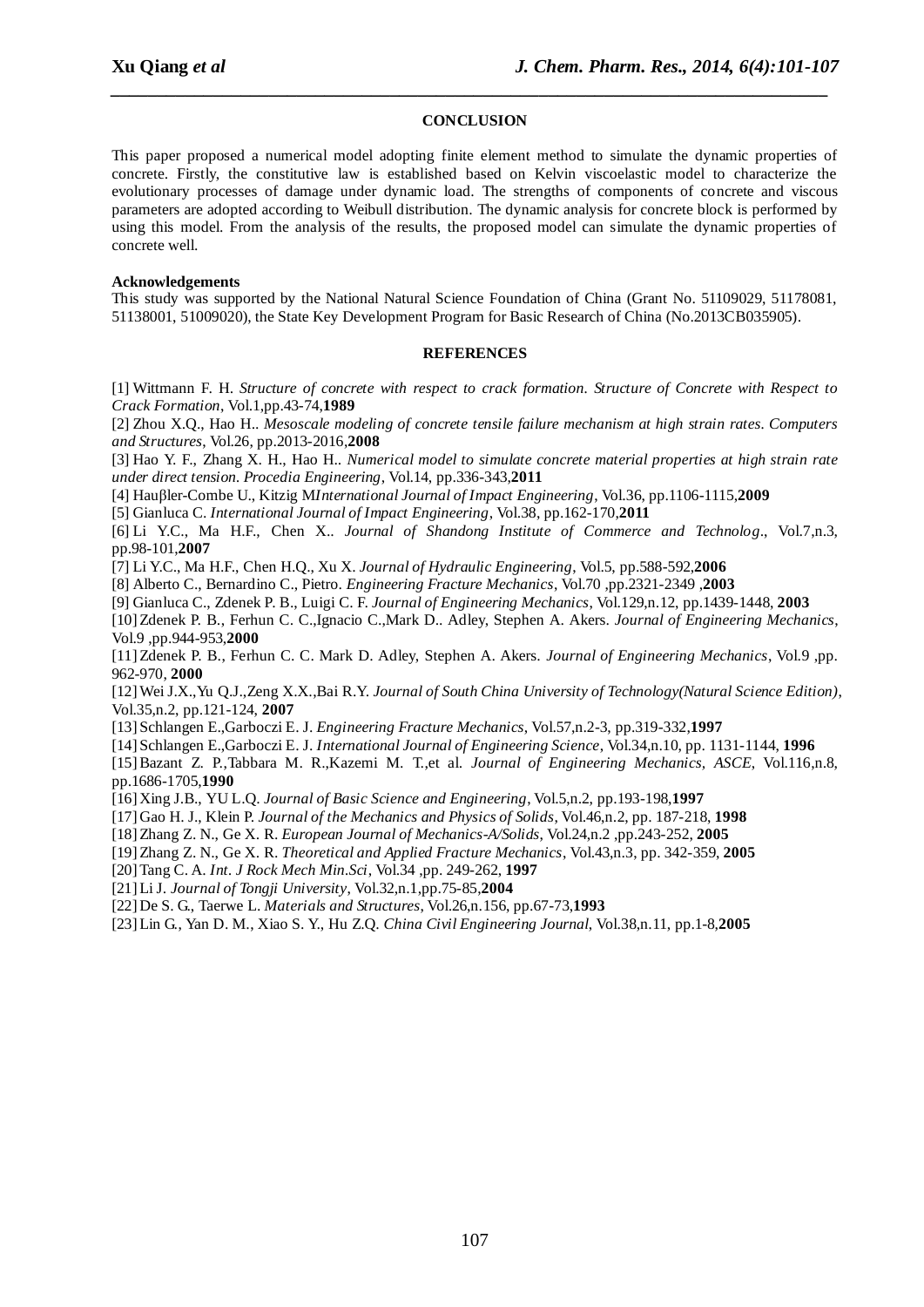## CONCLUSION

This paper proposed a numerical model adopting finite element method to simulate the dynamic properties of concrete. Firstly, the constitutive law is established based on Kelvin viscoelastic model to characterize the evolutionary processes of damage under dynamic load. The strengths of components of concrete and viscous parameters are adopted according to Weibull distribution. The dynamic analysis for concrete block is performed by using this model. From the analysis of the results, the proposed model can simulate the dynamic properties of concrete well.

**Acknowledgements**

This study was supported by the National Natural Science Foundation of China (Grant No. 51109029, 51178081, 51138001, 51009020), the State Key Development Program for Basic Research of China (No.2013CB035905).

## REFERENCES

[1] Wittmann F. H. *Structure of concrete with respect to crack formation. Structure of Concrete with Respect to Crack Formation*, Vol.1,pp.43-74,**1989**

[2] Zhou X.Q., Hao H.. *Mesoscale modeling of concrete tensile failure mechanism at high strain rates. Computers and Structures*, Vol.26, pp.2013-2016,**2008**

[3] Hao Y. F., Zhang X. H., Hao H.. *Numerical model to simulate concrete material properties at high strain rate under direct tension. Procedia Engineering*, Vol.14, pp.336-343,**2011**

[4] Hauβler-Combe U., Kitzig M*International Journal of Impact Engineering*, Vol.36, pp.1106-1115,**2009**

[5] Gianluca C. *International Journal of Impact Engineering*, Vol.38, pp.162-170,**2011**

[6] Li Y.C., Ma H.F., Chen X.. *Journal of Shandong Institute of Commerce and Technolog*., Vol.7,n.3, pp.98-101,**2007**

[7] Li Y.C., Ma H.F., Chen H.Q., Xu X. *Journal of Hydraulic Engineering*, Vol.5, pp.588-592,**2006**

[8] Alberto C., Bernardino C., Pietro. *Engineering Fracture Mechanics*, Vol.70 ,pp.2321-2349 ,**2003**

[9] Gianluca C., Zdenek P. B., Luigi C. F. *Journal of Engineering Mechanics*, Vol.129,n.12, pp.1439-1448, **2003**

[10] Zdenek P. B., Ferhun C. C.,Ignacio C.,Mark D.. Adley, Stephen A. Akers. *Journal of Engineering Mechanics*, Vol.9 ,pp.944-953,**2000**

[11] Zdenek P. B., Ferhun C. C. Mark D. Adley, Stephen A. Akers. *Journal of Engineering Mechanics*, Vol.9 ,pp. 962-970, **2000**

[12] Wei J.X.,Yu Q.J.,Zeng X.X.,Bai R.Y. *Journal of South China University of Technology(Natural Science Edition)*, Vol.35,n.2, pp.121-124, **2007**

[13] Schlangen E.,Garboczi E. J. *Engineering Fracture Mechanics*, Vol.57,n.2-3, pp.319-332,**1997**

[14] Schlangen E.,Garboczi E. J. *International Journal of Engineering Science*, Vol.34,n.10, pp. 1131-1144, **1996**

[15] Bazant Z. P.,Tabbara M. R.,Kazemi M. T.,et al. *Journal of Engineering Mechanics, ASCE*, Vol.116,n.8, pp.1686-1705,**1990**

[16] Xing J.B., YU L.Q. *Journal of Basic Science and Engineering*, Vol.5,n.2, pp.193-198,**1997**

[17] Gao H. J., Klein P. *Journal of the Mechanics and Physics of Solids*, Vol.46,n.2, pp. 187-218, **1998**

[18] Zhang Z. N., Ge X. R. *European Journal of Mechanics-A/Solids*, Vol.24,n.2 ,pp.243-252, **2005**

[19] Zhang Z. N., Ge X. R. *Theoretical and Applied Fracture Mechanics*, Vol.43,n.3, pp. 342-359, **2005**

[20] Tang C. A. *Int. J Rock Mech Min.Sci*, Vol.34 ,pp. 249-262, **1997**

[21] Li J. *Journal of Tongji University*, Vol.32,n.1,pp.75-85,**2004**

[22] De S. G., Taerwe L. *Materials and Structures*, Vol.26,n.156, pp.67-73,**1993**

[23] Lin G., Yan D. M., Xiao S. Y., Hu Z.Q. *China Civil Engineering Journal*, Vol.38,n.11, pp.1-8,**2005**